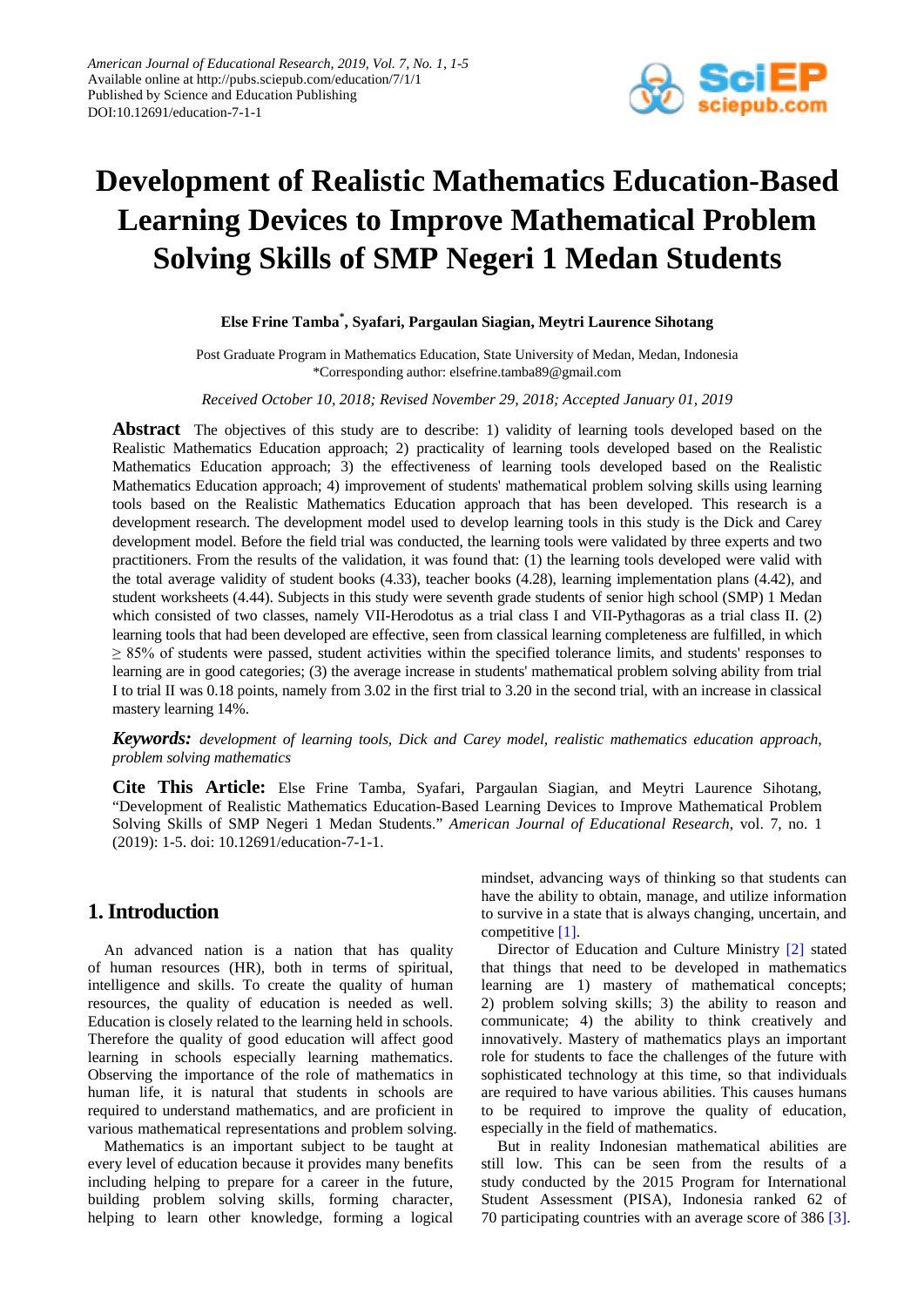# Development of Realistic Mathematics Education-Based Learning Devices to Improve Mathematical Problem Solving Skills of SMP Negeri 1 Medan Students

**Else Frine Tamba*, Syafari, Pargaulan Siagian, Meytri Laurence Sihotang**

Post Graduate Program in Mathematics Education, State University of Medan, Medan, Indonesia
*Corresponding author: elsefrine.tamba89@gmail.com

*Received October 10, 2018; Revised November 29, 2018; Accepted January 01, 2019*

**Abstract** The objectives of this study are to describe: 1) validity of learning tools developed based on the Realistic Mathematics Education approach; 2) practicality of learning tools developed based on the Realistic Mathematics Education approach; 3) the effectiveness of learning tools developed based on the Realistic Mathematics Education approach; 4) improvement of students' mathematical problem solving skills using learning tools based on the Realistic Mathematics Education approach that has been developed. This research is a development research. The development model used to develop learning tools in this study is the Dick and Carey development model. Before the field trial was conducted, the learning tools were validated by three experts and two practitioners. From the results of the validation, it was found that: (1) the learning tools developed were valid with the total average validity of student books (4.33), teacher books (4.28), learning implementation plans (4.42), and student worksheets (4.44). Subjects in this study were seventh grade students of senior high school (SMP) 1 Medan which consisted of two classes, namely VII-Herodotus as a trial class I and VII-Pythagoras as a trial class II. (2) learning tools that had been developed were effective, seen from classical learning completeness are fulfilled, in which $\geq$ 85% of students were passed, student activities within the specified tolerance limits, and students' responses to learning are in good categories; (3) the average increase in students' mathematical problem solving ability from trial I to trial II was 0.18 points, namely from 3.02 in the first trial to 3.20 in the second trial, with an increase in classical mastery learning 14%.

***Keywords:*** *development of learning tools, Dick and Carey model, realistic mathematics education approach, problem solving mathematics*

**Cite This Article:** Else Frine Tamba, Syafari, Pargaulan Siagian, and Meytri Laurence Sihotang, "Development of Realistic Mathematics Education-Based Learning Devices to Improve Mathematical Problem Solving Skills of SMP Negeri 1 Medan Students." *American Journal of Educational Research*, vol. 7, no. 1 (2019): 1-5. doi: 10.12691/education-7-1-1.

## 1. Introduction

An advanced nation is a nation that has quality of human resources (HR), both in terms of spiritual, intelligence and skills. To create the quality of human resources, the quality of education is needed as well. Education is closely related to the learning held in schools. Therefore the quality of good education will affect good learning in schools especially learning mathematics. Observing the importance of the role of mathematics in human life, it is natural that students in schools are required to understand mathematics, and are proficient in various mathematical representations and problem solving.

Mathematics is an important subject to be taught at every level of education because it provides many benefits including helping to prepare for a career in the future, building problem solving skills, forming character, helping to learn other knowledge, forming a logical mindset, advancing ways of thinking so that students can have the ability to obtain, manage, and utilize information to survive in a state that is always changing, uncertain, and competitive [1].

Director of Education and Culture Ministry [2] stated that things that need to be developed in mathematics learning are 1) mastery of mathematical concepts; 2) problem solving skills; 3) the ability to reason and communicate; 4) the ability to think creatively and innovatively. Mastery of mathematics plays an important role for students to face the challenges of the future with sophisticated technology at this time, so that individuals are required to have various abilities. This causes humans to be required to improve the quality of education, especially in the field of mathematics.

But in reality Indonesian mathematical abilities are still low. This can be seen from the results of a study conducted by the 2015 Program for International Student Assessment (PISA), Indonesia ranked 62 of 70 participating countries with an average score of 386 [3].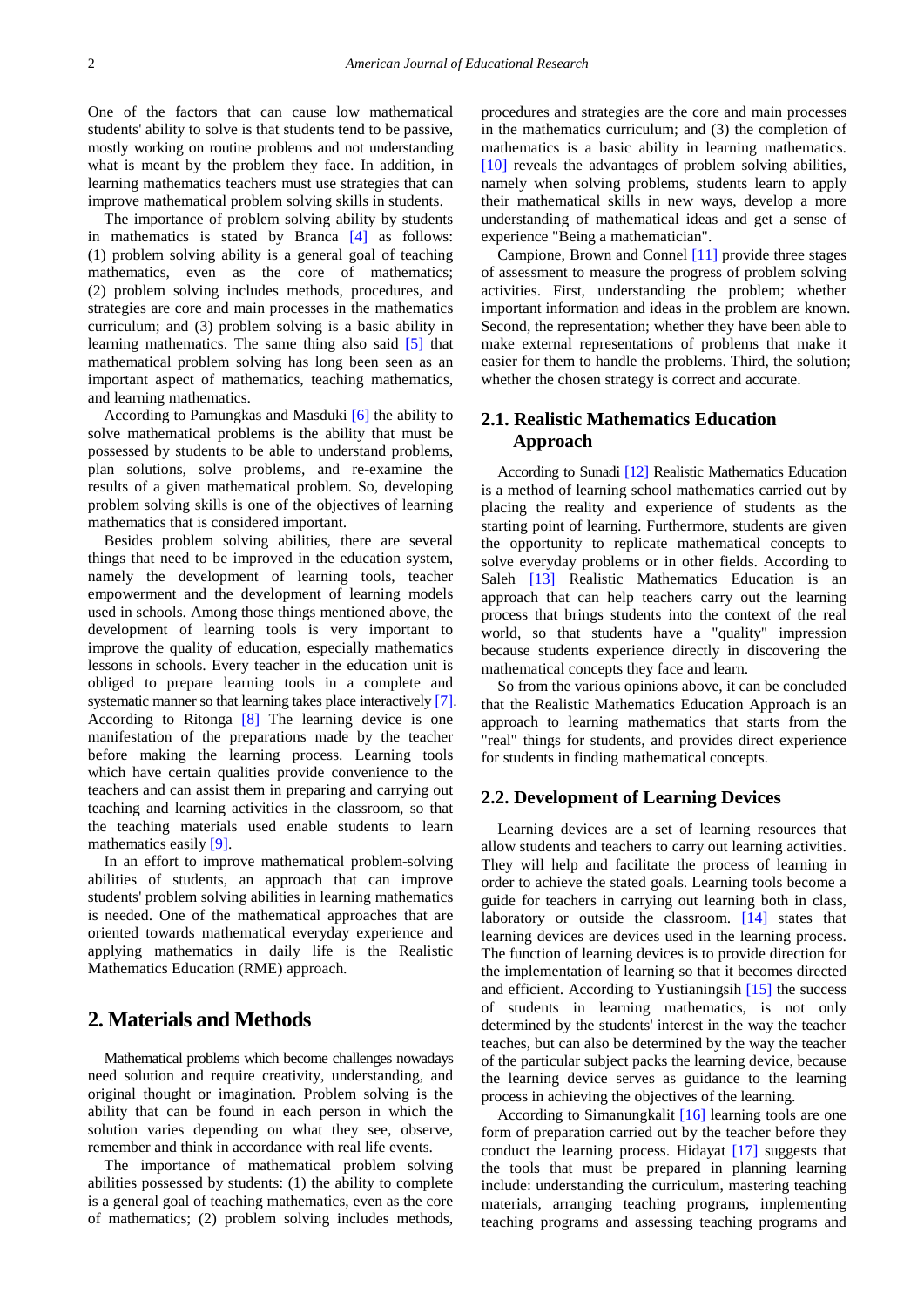One of the factors that can cause low mathematical students' ability to solve is that students tend to be passive, mostly working on routine problems and not understanding what is meant by the problem they face. In addition, in learning mathematics teachers must use strategies that can improve mathematical problem solving skills in students.

The importance of problem solving ability by students in mathematics is stated by Branca [4] as follows: (1) problem solving ability is a general goal of teaching mathematics, even as the core of mathematics; (2) problem solving includes methods, procedures, and strategies are core and main processes in the mathematics curriculum; and (3) problem solving is a basic ability in learning mathematics. The same thing also said [5] that mathematical problem solving has long been seen as an important aspect of mathematics, teaching mathematics, and learning mathematics.

According to Pamungkas and Masduki [6] the ability to solve mathematical problems is the ability that must be possessed by students to be able to understand problems, plan solutions, solve problems, and re-examine the results of a given mathematical problem. So, developing problem solving skills is one of the objectives of learning mathematics that is considered important.

Besides problem solving abilities, there are several things that need to be improved in the education system, namely the development of learning tools, teacher empowerment and the development of learning models used in schools. Among those things mentioned above, the development of learning tools is very important to improve the quality of education, especially mathematics lessons in schools. Every teacher in the education unit is obliged to prepare learning tools in a complete and systematic manner so that learning takes place interactively [7]. According to Ritonga [8] The learning device is one manifestation of the preparations made by the teacher before making the learning process. Learning tools which have certain qualities provide convenience to the teachers and can assist them in preparing and carrying out teaching and learning activities in the classroom, so that the teaching materials used enable students to learn mathematics easily [9].

In an effort to improve mathematical problem-solving abilities of students, an approach that can improve students' problem solving abilities in learning mathematics is needed. One of the mathematical approaches that are oriented towards mathematical everyday experience and applying mathematics in daily life is the Realistic Mathematics Education (RME) approach.

# 2. Materials and Methods

Mathematical problems which become challenges nowadays need solution and require creativity, understanding, and original thought or imagination. Problem solving is the ability that can be found in each person in which the solution varies depending on what they see, observe, remember and think in accordance with real life events.

The importance of mathematical problem solving abilities possessed by students: (1) the ability to complete is a general goal of teaching mathematics, even as the core of mathematics; (2) problem solving includes methods, procedures and strategies are the core and main processes in the mathematics curriculum; and (3) the completion of mathematics is a basic ability in learning mathematics. [10] reveals the advantages of problem solving abilities, namely when solving problems, students learn to apply their mathematical skills in new ways, develop a more understanding of mathematical ideas and get a sense of experience "Being a mathematician".

Campione, Brown and Connel [11] provide three stages of assessment to measure the progress of problem solving activities. First, understanding the problem; whether important information and ideas in the problem are known. Second, the representation; whether they have been able to make external representations of problems that make it easier for them to handle the problems. Third, the solution; whether the chosen strategy is correct and accurate.

## 2.1. Realistic Mathematics Education Approach

According to Sunadi [12] Realistic Mathematics Education is a method of learning school mathematics carried out by placing the reality and experience of students as the starting point of learning. Furthermore, students are given the opportunity to replicate mathematical concepts to solve everyday problems or in other fields. According to Saleh [13] Realistic Mathematics Education is an approach that can help teachers carry out the learning process that brings students into the context of the real world, so that students have a "quality" impression because students experience directly in discovering the mathematical concepts they face and learn.

So from the various opinions above, it can be concluded that the Realistic Mathematics Education Approach is an approach to learning mathematics that starts from the "real" things for students, and provides direct experience for students in finding mathematical concepts.

## 2.2. Development of Learning Devices

Learning devices are a set of learning resources that allow students and teachers to carry out learning activities. They will help and facilitate the process of learning in order to achieve the stated goals. Learning tools become a guide for teachers in carrying out learning both in class, laboratory or outside the classroom. [14] states that learning devices are devices used in the learning process. The function of learning devices is to provide direction for the implementation of learning so that it becomes directed and efficient. According to Yustianingsih [15] the success of students in learning mathematics, is not only determined by the students' interest in the way the teacher teaches, but can also be determined by the way the teacher of the particular subject packs the learning device, because the learning device serves as guidance to the learning process in achieving the objectives of the learning.

According to Simanungkalit [16] learning tools are one form of preparation carried out by the teacher before they conduct the learning process. Hidayat [17] suggests that the tools that must be prepared in planning learning include: understanding the curriculum, mastering teaching materials, arranging teaching programs, implementing teaching programs and assessing teaching programs and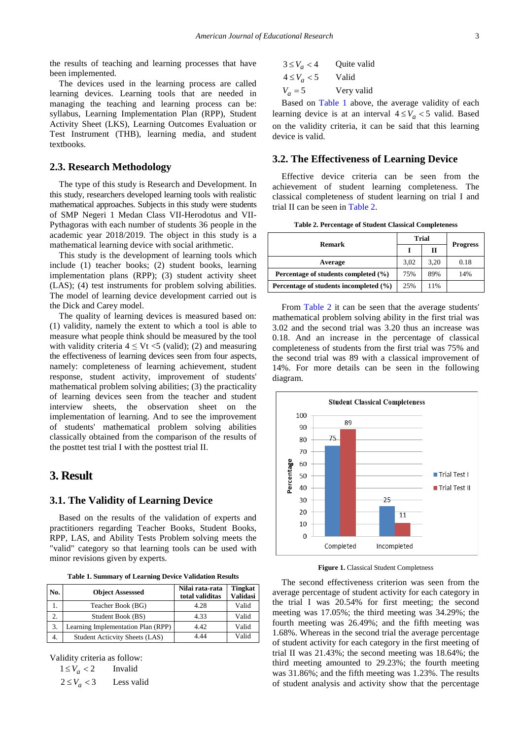the results of teaching and learning processes that have been implemented.

The devices used in the learning process are called learning devices. Learning tools that are needed in managing the teaching and learning process can be: syllabus, Learning Implementation Plan (RPP), Student Activity Sheet (LKS), Learning Outcomes Evaluation or Test Instrument (THB), learning media, and student textbooks.

## 2.3. Research Methodology

The type of this study is Research and Development. In this study, researchers developed learning tools with realistic mathematical approaches. Subjects in this study were students of SMP Negeri 1 Medan Class VII-Herodotus and VII-Pythagoras with each number of students 36 people in the academic year 2018/2019. The object in this study is a mathematical learning device with social arithmetic.

This study is the development of learning tools which include (1) teacher books; (2) student books, learning implementation plans (RPP); (3) student activity sheet (LAS); (4) test instruments for problem solving abilities. The model of learning device development carried out is the Dick and Carey model.

The quality of learning devices is measured based on: (1) validity, namely the extent to which a tool is able to measure what people think should be measured by the tool with validity criteria $4 \leq Vt < 5$ (valid); (2) and measuring the effectiveness of learning devices seen from four aspects, namely: completeness of learning achievement, student response, student activity, improvement of students' mathematical problem solving abilities; (3) the practicality of learning devices seen from the teacher and student interview sheets, the observation sheet on the implementation of learning. And to see the improvement of students' mathematical problem solving abilities classically obtained from the comparison of the results of the posttet test trial I with the posttest trial II.

# 3. Result

## 3.1. The Validity of Learning Device

Based on the results of the validation of experts and practitioners regarding Teacher Books, Student Books, RPP, LAS, and Ability Tests Problem solving meets the "valid" category so that learning tools can be used with minor revisions given by experts.

**Table 1. Summary of Learning Device Validation Results**

| No. | Object Assessed | Nilai rata-rata total validitas | Tingkat Validasi |
|---|---|---|---|
| 1. | Teacher Book (BG) | 4.28 | Valid |
| 2. | Student Book (BS) | 4.33 | Valid |
| 3. | Learning Implementation Plan (RPP) | 4.42 | Valid |
| 4. | Student Acticvity Sheets (LAS) | 4.44 | Valid |

Validity criteria as follow:

$1 \leq V_a < 2$ Invalid

$2 \leq V_a < 3$ Less valid

$3 \leq V_a < 4$ Quite valid

$4 \leq V_a < 5$ Valid

$V_a = 5$ Very valid

Based on Table 1 above, the average validity of each learning device is at an interval $4 \leq V_a < 5$ valid. Based on the validity criteria, it can be said that this learning device is valid.

## 3.2. The Effectiveness of Learning Device

Effective device criteria can be seen from the achievement of student learning completeness. The classical completeness of student learning on trial I and trial II can be seen in Table 2.

**Table 2. Percentage of Student Classical Completeness**

| Remark | Trial I | Trial II | Progress |
|---|---|---|---|
| Average | 3,02 | 3,20 | 0.18 |
| Percentage of students completed (%) | 75% | 89% | 14% |
| Percentage of students incompleted (%) | 25% | 11% | |

From Table 2 it can be seen that the average students' mathematical problem solving ability in the first trial was 3.02 and the second trial was 3.20 thus an increase was 0.18. And an increase in the percentage of classical completeness of students from the first trial was 75% and the second trial was 89 with a classical improvement of 14%. For more details can be seen in the following diagram.

Student Classical Completeness

| | Trial Test I | Trial Test II |
|---|---|---|
| Completed | 75 | 89 |
| Incompleted | 25 | 11 |

**Figure 1.** Classical Student Completness

The second effectiveness criterion was seen from the average percentage of student activity for each category in the trial I was 20.54% for first meeting; the second meeting was 17.05%; the third meeting was 34.29%; the fourth meeting was 26.49%; and the fifth meeting was 1.68%. Whereas in the second trial the average percentage of student activity for each category in the first meeting of trial II was 21.43%; the second meeting was 18.64%; the third meeting amounted to 29.23%; the fourth meeting was 31.86%; and the fifth meeting was 1.23%. The results of student analysis and activity show that the percentage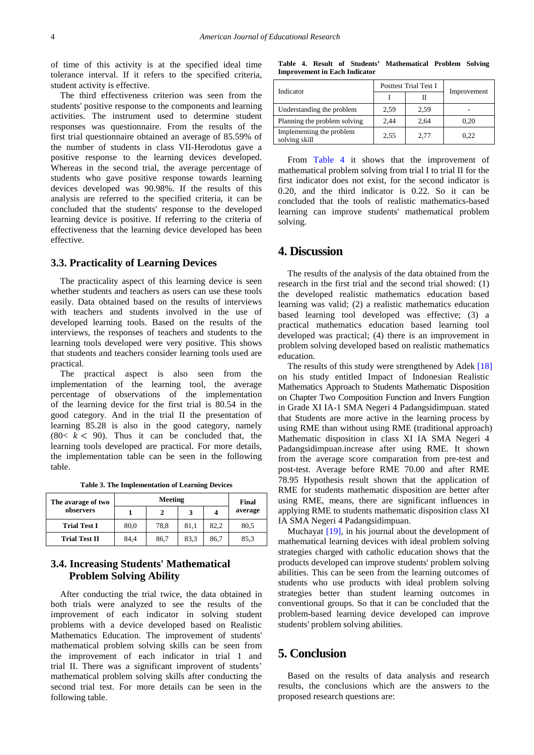of time of this activity is at the specified ideal time tolerance interval. If it refers to the specified criteria, student activity is effective.

The third effectiveness criterion was seen from the students' positive response to the components and learning activities. The instrument used to determine student responses was questionnaire. From the results of the first trial questionnaire obtained an average of 85.59% of the number of students in class VII-Herodotus gave a positive response to the learning devices developed. Whereas in the second trial, the average percentage of students who gave positive response towards learning devices developed was 90.98%. If the results of this analysis are referred to the specified criteria, it can be concluded that the students' response to the developed learning device is positive. If referring to the criteria of effectiveness that the learning device developed has been effective.

### 3.3. Practicality of Learning Devices

The practicality aspect of this learning device is seen whether students and teachers as users can use these tools easily. Data obtained based on the results of interviews with teachers and students involved in the use of developed learning tools. Based on the results of the interviews, the responses of teachers and students to the learning tools developed were very positive. This shows that students and teachers consider learning tools used are practical.

The practical aspect is also seen from the implementation of the learning tool, the average percentage of observations of the implementation of the learning device for the first trial is 80.54 in the good category. And in the trial II the presentation of learning 85.28 is also in the good category, namely ($80< k < 90$). Thus it can be concluded that, the learning tools developed are practical. For more details, the implementation table can be seen in the following table.

**Table 3. The Implementation of Learning Devices**

| The avarage of two observers | Meeting | | | | Final average |
|---|---|---|---|---|---|
| | 1 | 2 | 3 | 4 | |
| Trial Test I | 80,0 | 78,8 | 81,1 | 82,2 | 80,5 |
| Trial Test II | 84,4 | 86,7 | 83,3 | 86,7 | 85,3 |

### 3.4. Increasing Students' Mathematical Problem Solving Ability

After conducting the trial twice, the data obtained in both trials were analyzed to see the results of the improvement of each indicator in solving student problems with a device developed based on Realistic Mathematics Education. The improvement of students' mathematical problem solving skills can be seen from the improvement of each indicator in trial 1 and trial II. There was a significant improvent of students' mathematical problem solving skills after conducting the second trial test. For more details can be seen in the following table.

**Table 4. Result of Students' Mathematical Problem Solving Improvement in Each Indicator**

| Indicator | Posttest Trial Test I | | Improvement |
|---|---|---|---|
| | I | II | |
| Understanding the problem | 2,59 | 2,59 | - |
| Planning the problem solving | 2,44 | 2,64 | 0,20 |
| Implementing the problem solving skill | 2,55 | 2,77 | 0,22 |

From Table 4 it shows that the improvement of mathematical problem solving from trial I to trial II for the first indicator does not exist, for the second indicator is 0.20, and the third indicator is 0.22. So it can be concluded that the tools of realistic mathematics-based learning can improve students' mathematical problem solving.

## 4. Discussion

The results of the analysis of the data obtained from the research in the first trial and the second trial showed: (1) the developed realistic mathematics education based learning was valid; (2) a realistic mathematics education based learning tool developed was effective; (3) a practical mathematics education based learning tool developed was practical; (4) there is an improvement in problem solving developed based on realistic mathematics education.

The results of this study were strengthened by Adek [18] on his study entitled Impact of Indonesian Realistic Mathematics Approach to Students Mathematic Disposition on Chapter Two Composition Function and Invers Fungtion in Grade XI IA-1 SMA Negeri 4 Padangsidimpuan. stated that Students are more active in the learning process by using RME than without using RME (traditional approach) Mathematic disposition in class XI IA SMA Negeri 4 Padangsidimpuan.increase after using RME. It shown from the average score comparation from pre-test and post-test. Average before RME 70.00 and after RME 78.95 Hypothesis result shown that the application of RME for students mathematic disposition are better after using RME, means, there are significant influences in applying RME to students mathematic disposition class XI IA SMA Negeri 4 Padangsidimpuan.

Muchayat [19], in his journal about the development of mathematical learning devices with ideal problem solving strategies charged with catholic education shows that the products developed can improve students' problem solving abilities. This can be seen from the learning outcomes of students who use products with ideal problem solving strategies better than student learning outcomes in conventional groups. So that it can be concluded that the problem-based learning device developed can improve students' problem solving abilities.

## 5. Conclusion

Based on the results of data analysis and research results, the conclusions which are the answers to the proposed research questions are: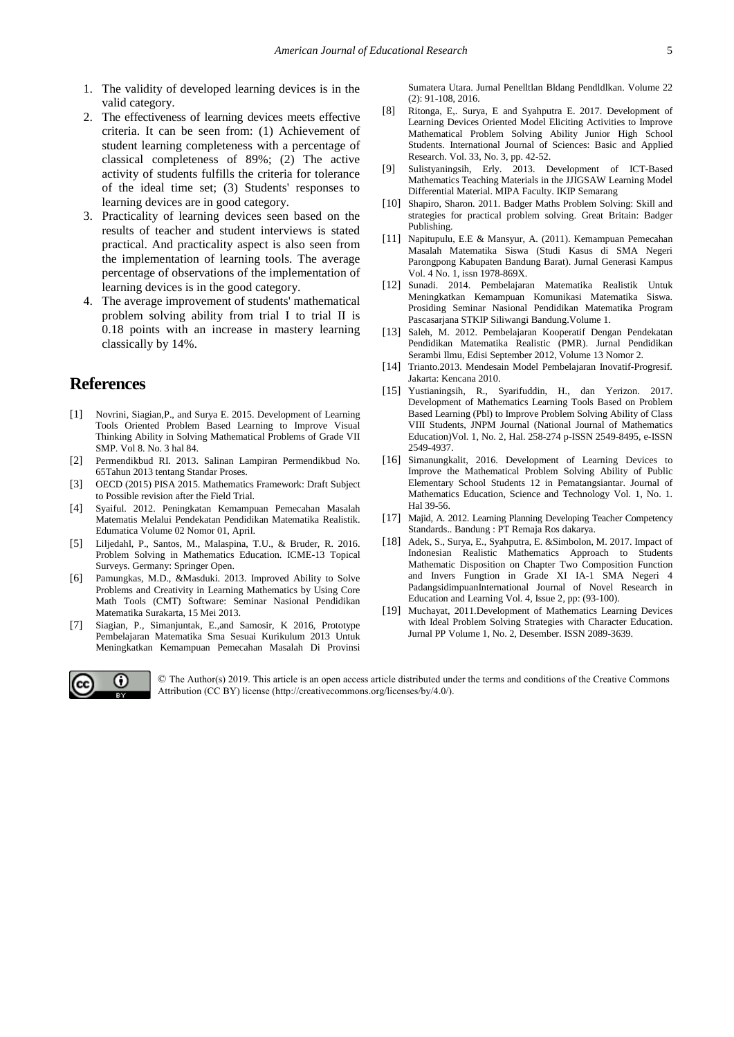1. The validity of developed learning devices is in the valid category.
2. The effectiveness of learning devices meets effective criteria. It can be seen from: (1) Achievement of student learning completeness with a percentage of classical completeness of 89%; (2) The active activity of students fulfills the criteria for tolerance of the ideal time set; (3) Students' responses to learning devices are in good category.
3. Practicality of learning devices seen based on the results of teacher and student interviews is stated practical. And practicality aspect is also seen from the implementation of learning tools. The average percentage of observations of the implementation of learning devices is in the good category.
4. The average improvement of students' mathematical problem solving ability from trial I to trial II is 0.18 points with an increase in mastery learning classically by 14%.

## References

[1] Novrini, Siagian,P., and Surya E. 2015. Development of Learning Tools Oriented Problem Based Learning to Improve Visual Thinking Ability in Solving Mathematical Problems of Grade VII SMP. Vol 8. No. 3 hal 84.

[2] Permendikbud RI. 2013. Salinan Lampiran Permendikbud No. 65Tahun 2013 tentang Standar Proses.

[3] OECD (2015) PISA 2015. Mathematics Framework: Draft Subject to Possible revision after the Field Trial.

[4] Syaiful. 2012. Peningkatan Kemampuan Pemecahan Masalah Matematis Melalui Pendekatan Pendidikan Matematika Realistik. Edumatica Volume 02 Nomor 01, April.

[5] Liljedahl, P., Santos, M., Malaspina, T.U., & Bruder, R. 2016. Problem Solving in Mathematics Education. ICME-13 Topical Surveys. Germany: Springer Open.

[6] Pamungkas, M.D., &Masduki. 2013. Improved Ability to Solve Problems and Creativity in Learning Mathematics by Using Core Math Tools (CMT) Software: Seminar Nasional Pendidikan Matematika Surakarta, 15 Mei 2013.

[7] Siagian, P., Simanjuntak, E.,and Samosir, K 2016, Prototype Pembelajaran Matematika Sma Sesuai Kurikulum 2013 Untuk Meningkatkan Kemampuan Pemecahan Masalah Di Provinsi Sumatera Utara. Jurnal Penelltlan Bldang Pendldlkan. Volume 22 (2): 91-108, 2016.

[8] Ritonga, E,. Surya, E and Syahputra E. 2017. Development of Learning Devices Oriented Model Eliciting Activities to Improve Mathematical Problem Solving Ability Junior High School Students. International Journal of Sciences: Basic and Applied Research. Vol. 33, No. 3, pp. 42-52.

[9] Sulistyaningsih, Erly. 2013. Development of ICT-Based Mathematics Teaching Materials in the JJIGSAW Learning Model Differential Material. MIPA Faculty. IKIP Semarang

[10] Shapiro, Sharon. 2011. Badger Maths Problem Solving: Skill and strategies for practical problem solving. Great Britain: Badger Publishing.

[11] Napitupulu, E.E & Mansyur, A. (2011). Kemampuan Pemecahan Masalah Matematika Siswa (Studi Kasus di SMA Negeri Parongpong Kabupaten Bandung Barat). Jurnal Generasi Kampus Vol. 4 No. 1, issn 1978-869X.

[12] Sunadi. 2014. Pembelajaran Matematika Realistik Untuk Meningkatkan Kemampuan Komunikasi Matematika Siswa. Prosiding Seminar Nasional Pendidikan Matematika Program Pascasarjana STKIP Siliwangi Bandung.Volume 1.

[13] Saleh, M. 2012. Pembelajaran Kooperatif Dengan Pendekatan Pendidikan Matematika Realistic (PMR). Jurnal Pendidikan Serambi Ilmu, Edisi September 2012, Volume 13 Nomor 2.

[14] Trianto.2013. Mendesain Model Pembelajaran Inovatif-Progresif. Jakarta: Kencana 2010.

[15] Yustianingsih, R., Syarifuddin, H., dan Yerizon. 2017. Development of Mathematics Learning Tools Based on Problem Based Learning (Pbl) to Improve Problem Solving Ability of Class VIII Students, JNPM Journal (National Journal of Mathematics Education)Vol. 1, No. 2, Hal. 258-274 p-ISSN 2549-8495, e-ISSN 2549-4937.

[16] Simanungkalit, 2016. Development of Learning Devices to Improve the Mathematical Problem Solving Ability of Public Elementary School Students 12 in Pematangsiantar. Journal of Mathematics Education, Science and Technology Vol. 1, No. 1. Hal 39-56.

[17] Majid, A. 2012. Learning Planning Developing Teacher Competency Standards.. Bandung : PT Remaja Ros dakarya.

[18] Adek, S., Surya, E., Syahputra, E. &Simbolon, M. 2017. Impact of Indonesian Realistic Mathematics Approach to Students Mathematic Disposition on Chapter Two Composition Function and Invers Fungtion in Grade XI IA-1 SMA Negeri 4 PadangsidimpuanInternational Journal of Novel Research in Education and Learning Vol. 4, Issue 2, pp: (93-100).

[19] Muchayat, 2011.Development of Mathematics Learning Devices with Ideal Problem Solving Strategies with Character Education. Jurnal PP Volume 1, No. 2, Desember. ISSN 2089-3639.

© The Author(s) 2019. This article is an open access article distributed under the terms and conditions of the Creative Commons Attribution (CC BY) license (http://creativecommons.org/licenses/by/4.0/).